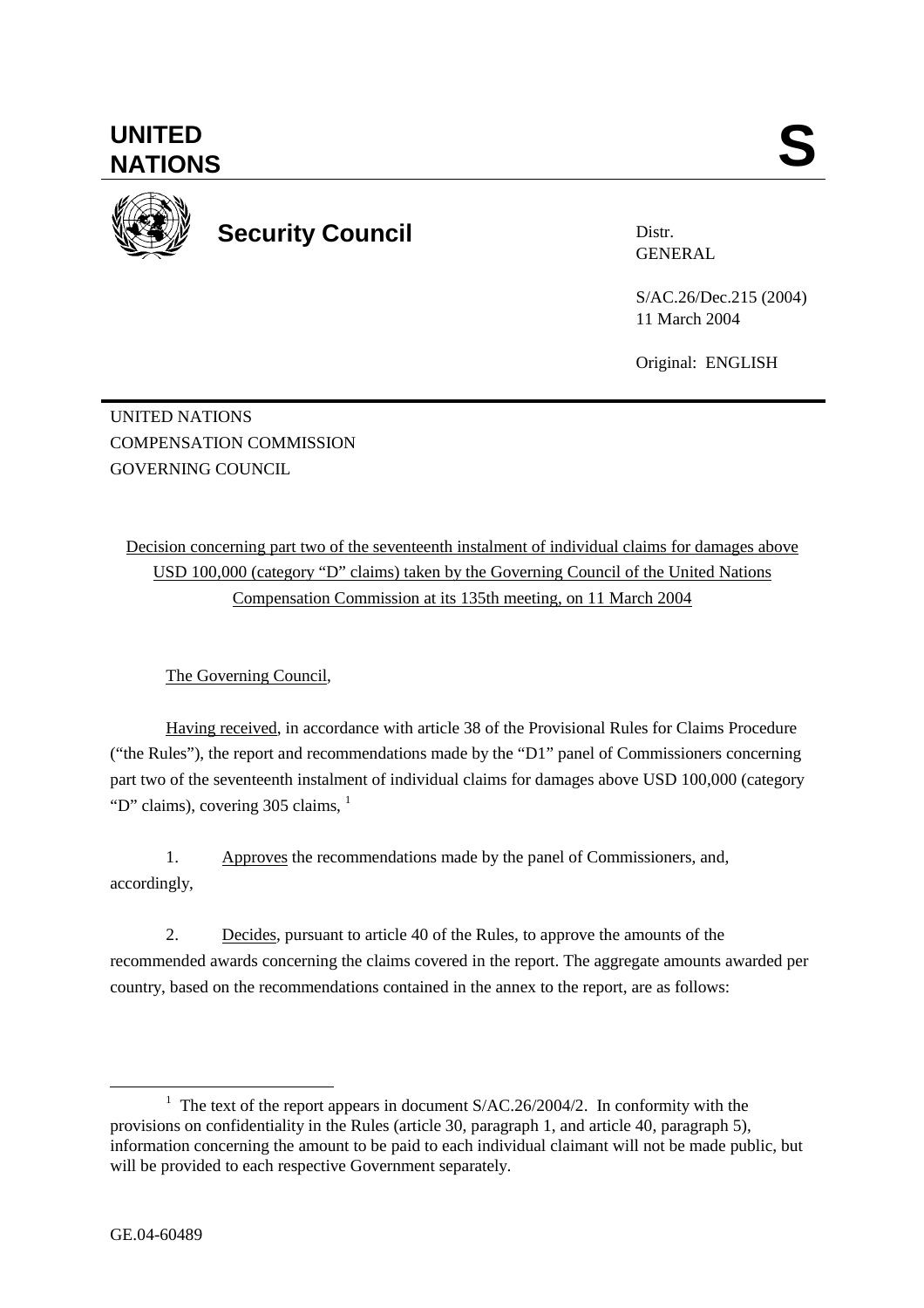# UNITED NATIONS

**S**

## Security Council

Distr.
GENERAL

S/AC.26/Dec.215 (2004)
11 March 2004

Original: ENGLISH

UNITED NATIONS
COMPENSATION COMMISSION
GOVERNING COUNCIL

Decision concerning part two of the seventeenth instalment of individual claims for damages above USD 100,000 (category "D" claims) taken by the Governing Council of the United Nations Compensation Commission at its 135th meeting, on 11 March 2004

The Governing Council,

Having received, in accordance with article 38 of the Provisional Rules for Claims Procedure ("the Rules"), the report and recommendations made by the "D1" panel of Commissioners concerning part two of the seventeenth instalment of individual claims for damages above USD 100,000 (category "D" claims), covering 305 claims, [1]

1. Approves the recommendations made by the panel of Commissioners, and, accordingly,

2. Decides, pursuant to article 40 of the Rules, to approve the amounts of the recommended awards concerning the claims covered in the report. The aggregate amounts awarded per country, based on the recommendations contained in the annex to the report, are as follows:

[1] The text of the report appears in document S/AC.26/2004/2. In conformity with the provisions on confidentiality in the Rules (article 30, paragraph 1, and article 40, paragraph 5), information concerning the amount to be paid to each individual claimant will not be made public, but will be provided to each respective Government separately.

GE.04-60489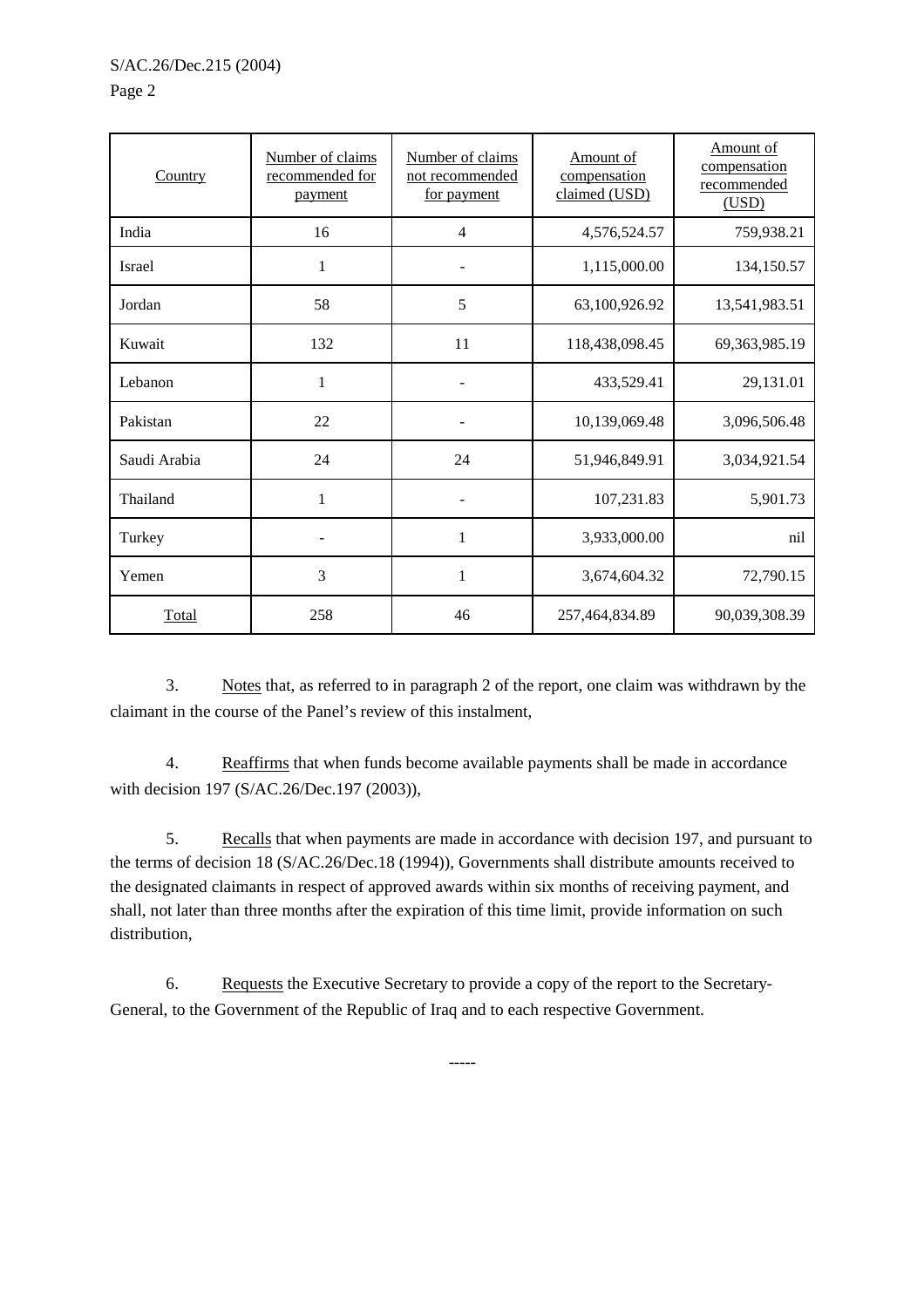| Country | Number of claims recommended for payment | Number of claims not recommended for payment | Amount of compensation claimed (USD) | Amount of compensation recommended (USD) |
|---|---|---|---|---|
| India | 16 | 4 | 4,576,524.57 | 759,938.21 |
| Israel | 1 | - | 1,115,000.00 | 134,150.57 |
| Jordan | 58 | 5 | 63,100,926.92 | 13,541,983.51 |
| Kuwait | 132 | 11 | 118,438,098.45 | 69,363,985.19 |
| Lebanon | 1 | - | 433,529.41 | 29,131.01 |
| Pakistan | 22 | - | 10,139,069.48 | 3,096,506.48 |
| Saudi Arabia | 24 | 24 | 51,946,849.91 | 3,034,921.54 |
| Thailand | 1 | - | 107,231.83 | 5,901.73 |
| Turkey | - | 1 | 3,933,000.00 | nil |
| Yemen | 3 | 1 | 3,674,604.32 | 72,790.15 |
| Total | 258 | 46 | 257,464,834.89 | 90,039,308.39 |

3. Notes that, as referred to in paragraph 2 of the report, one claim was withdrawn by the claimant in the course of the Panel's review of this instalment,

4. Reaffirms that when funds become available payments shall be made in accordance with decision 197 (S/AC.26/Dec.197 (2003)),

5. Recalls that when payments are made in accordance with decision 197, and pursuant to the terms of decision 18 (S/AC.26/Dec.18 (1994)), Governments shall distribute amounts received to the designated claimants in respect of approved awards within six months of receiving payment, and shall, not later than three months after the expiration of this time limit, provide information on such distribution,

6. Requests the Executive Secretary to provide a copy of the report to the Secretary-General, to the Government of the Republic of Iraq and to each respective Government.

-----